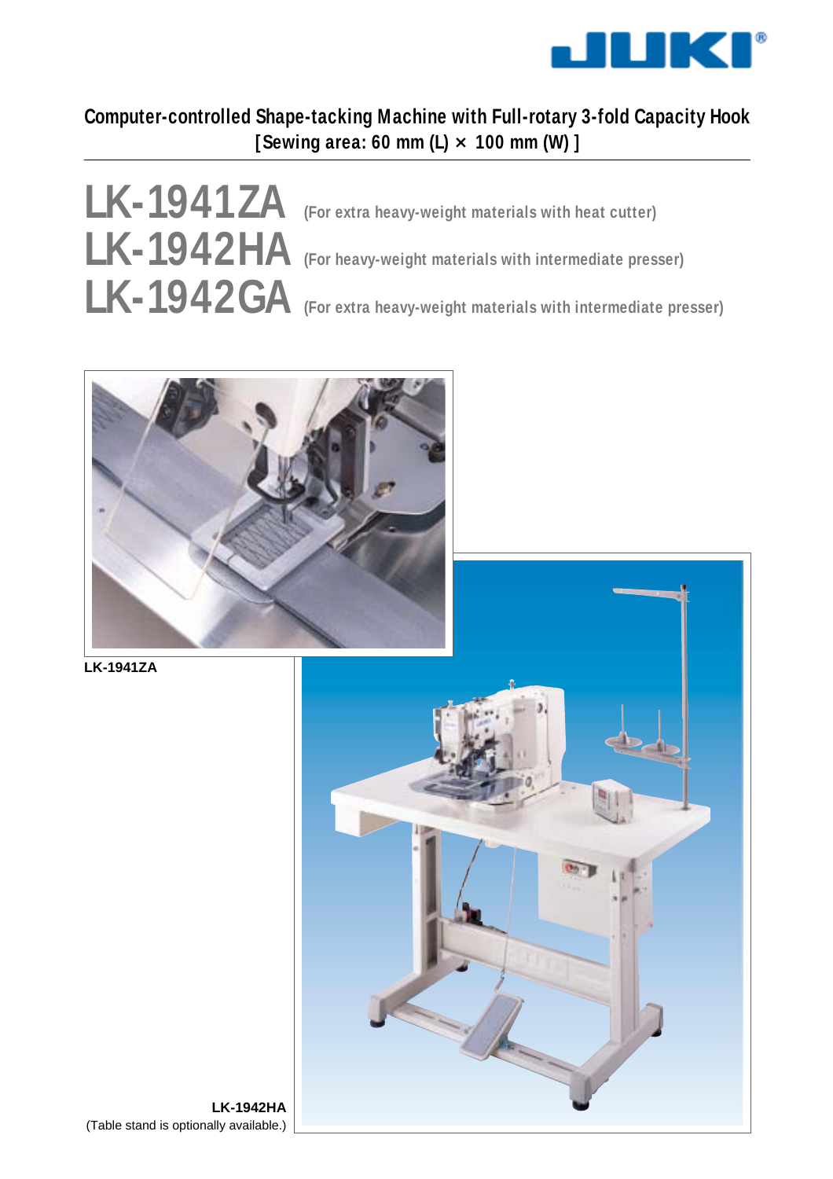# Computer-controlled Shape-tacking Machine with Full-rotary 3-fold Capacity Hook [Sewing area: 60 mm (L) × 100 mm (W)]

## LK-1941ZA (For extra heavy-weight materials with heat cutter)

## LK-1942HA (For heavy-weight materials with intermediate presser)

## LK-1942GA (For extra heavy-weight materials with intermediate presser)

LK-1941ZA

LK-1942HA
(Table stand is optionally available.)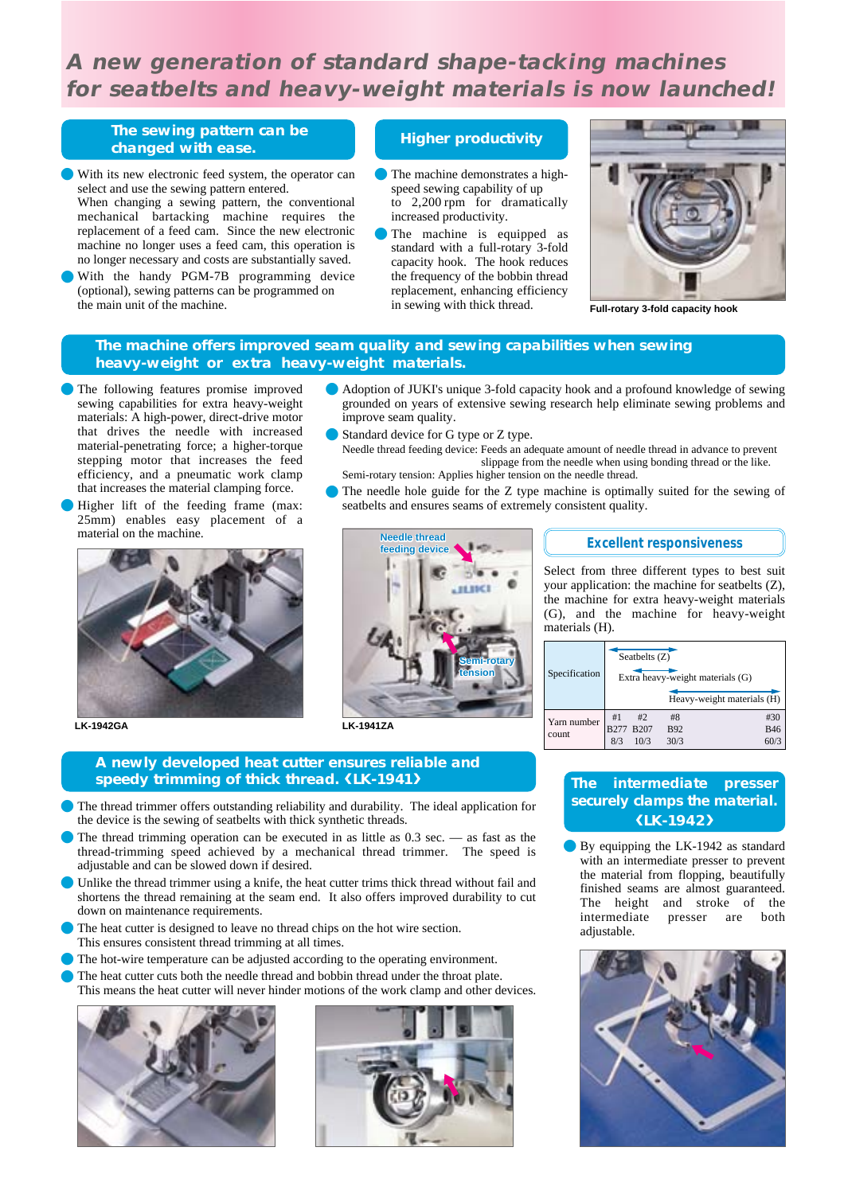# A new generation of standard shape-tacking machines for seatbelts and heavy-weight materials is now launched!

## The sewing pattern can be changed with ease.

- With its new electronic feed system, the operator can select and use the sewing pattern entered. When changing a sewing pattern, the conventional mechanical bartacking machine requires the replacement of a feed cam. Since the new electronic machine no longer uses a feed cam, this operation is no longer necessary and costs are substantially saved.
- With the handy PGM-7B programming device (optional), sewing patterns can be programmed on the main unit of the machine.

## Higher productivity

- The machine demonstrates a high-speed sewing capability of up to 2,200 rpm for dramatically increased productivity.
- The machine is equipped as standard with a full-rotary 3-fold capacity hook. The hook reduces the frequency of the bobbin thread replacement, enhancing efficiency in sewing with thick thread.

Full-rotary 3-fold capacity hook

## The machine offers improved seam quality and sewing capabilities when sewing heavy-weight or extra heavy-weight materials.

- The following features promise improved sewing capabilities for extra heavy-weight materials: A high-power, direct-drive motor that drives the needle with increased material-penetrating force; a higher-torque stepping motor that increases the feed efficiency, and a pneumatic work clamp that increases the material clamping force.
- Higher lift of the feeding frame (max: 25mm) enables easy placement of a material on the machine.
- Adoption of JUKI's unique 3-fold capacity hook and a profound knowledge of sewing grounded on years of extensive sewing research help eliminate sewing problems and improve seam quality.
- Standard device for G type or Z type.
  Needle thread feeding device: Feeds an adequate amount of needle thread in advance to prevent slippage from the needle when using bonding thread or the like.
  Semi-rotary tension: Applies higher tension on the needle thread.
- The needle hole guide for the Z type machine is optimally suited for the sewing of seatbelts and ensures seams of extremely consistent quality.

LK-1942GA

Needle thread feeding device

Semi-rotary tension

LK-1941ZA

## Excellent responsiveness

Select from three different types to best suit your application: the machine for seatbelts (Z), the machine for extra heavy-weight materials (G), and the machine for heavy-weight materials (H).

| Specification | Seatbelts (Z) / Extra heavy-weight materials (G) / Heavy-weight materials (H) | | | | |
|---|---|---|---|---|---|
| Yarn number count | #1 B277 8/3 | #2 B207 10/3 | #8 B92 30/3 | | #30 B46 60/3 |

## A newly developed heat cutter ensures reliable and speedy trimming of thick thread. 《LK-1941》

- The thread trimmer offers outstanding reliability and durability. The ideal application for the device is the sewing of seatbelts with thick synthetic threads.
- The thread trimming operation can be executed in as little as 0.3 sec. — as fast as the thread-trimming speed achieved by a mechanical thread trimmer. The speed is adjustable and can be slowed down if desired.
- Unlike the thread trimmer using a knife, the heat cutter trims thick thread without fail and shortens the thread remaining at the seam end. It also offers improved durability to cut down on maintenance requirements.
- The heat cutter is designed to leave no thread chips on the hot wire section. This ensures consistent thread trimming at all times.
- The hot-wire temperature can be adjusted according to the operating environment.
- The heat cutter cuts both the needle thread and bobbin thread under the throat plate. This means the heat cutter will never hinder motions of the work clamp and other devices.

## The intermediate presser securely clamps the material. 《LK-1942》

- By equipping the LK-1942 as standard with an intermediate presser to prevent the material from flopping, beautifully finished seams are almost guaranteed. The height and stroke of the intermediate presser are both adjustable.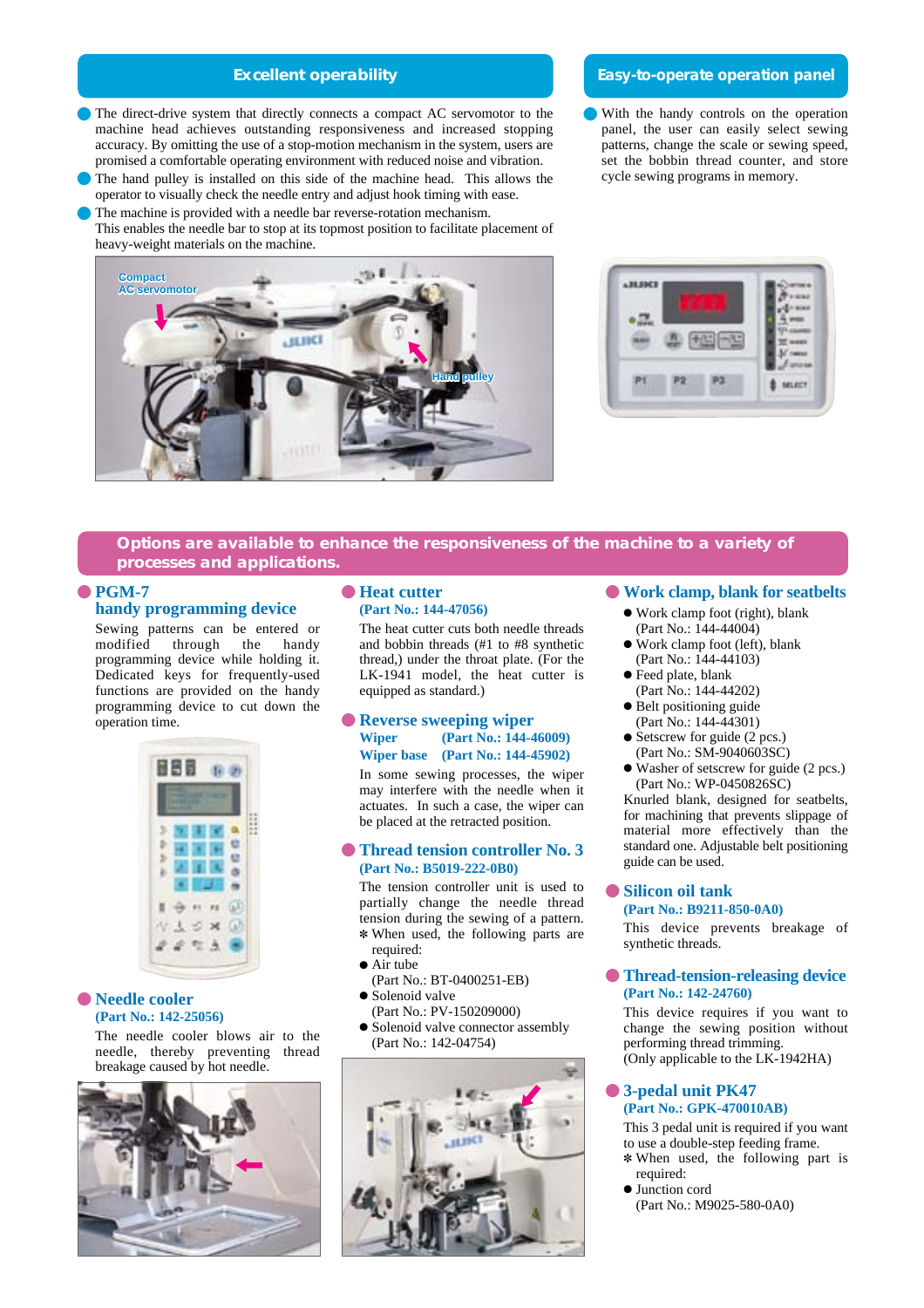## Excellent operability

- The direct-drive system that directly connects a compact AC servomotor to the machine head achieves outstanding responsiveness and increased stopping accuracy. By omitting the use of a stop-motion mechanism in the system, users are promised a comfortable operating environment with reduced noise and vibration.
- The hand pulley is installed on this side of the machine head. This allows the operator to visually check the needle entry and adjust hook timing with ease.
- The machine is provided with a needle bar reverse-rotation mechanism. This enables the needle bar to stop at its topmost position to facilitate placement of heavy-weight materials on the machine.

Compact AC servomotor

Hand pulley

## Easy-to-operate operation panel

- With the handy controls on the operation panel, the user can easily select sewing patterns, change the scale or sewing speed, set the bobbin thread counter, and store cycle sewing programs in memory.

## Options are available to enhance the responsiveness of the machine to a variety of processes and applications.

### PGM-7 handy programming device

Sewing patterns can be entered or modified through the handy programming device while holding it. Dedicated keys for frequently-used functions are provided on the handy programming device to cut down the operation time.

### Needle cooler
**(Part No.: 142-25056)**

The needle cooler blows air to the needle, thereby preventing thread breakage caused by hot needle.

### Heat cutter
**(Part No.: 144-47056)**

The heat cutter cuts both needle threads and bobbin threads (#1 to #8 synthetic thread,) under the throat plate. (For the LK-1941 model, the heat cutter is equipped as standard.)

### Reverse sweeping wiper
**Wiper (Part No.: 144-46009)**
**Wiper base (Part No.: 144-45902)**

In some sewing processes, the wiper may interfere with the needle when it actuates. In such a case, the wiper can be placed at the retracted position.

### Thread tension controller No. 3
**(Part No.: B5019-222-0B0)**

The tension controller unit is used to partially change the needle thread tension during the sewing of a pattern.
* When used, the following parts are required:

- Air tube (Part No.: BT-0400251-EB)
- Solenoid valve (Part No.: PV-150209000)
- Solenoid valve connector assembly (Part No.: 142-04754)

### Work clamp, blank for seatbelts

- Work clamp foot (right), blank (Part No.: 144-44004)
- Work clamp foot (left), blank (Part No.: 144-44103)
- Feed plate, blank (Part No.: 144-44202)
- Belt positioning guide (Part No.: 144-44301)
- Setscrew for guide (2 pcs.) (Part No.: SM-9040603SC)
- Washer of setscrew for guide (2 pcs.) (Part No.: WP-0450826SC)

Knurled blank, designed for seatbelts, for machining that prevents slippage of material more effectively than the standard one. Adjustable belt positioning guide can be used.

### Silicon oil tank
**(Part No.: B9211-850-0A0)**

This device prevents breakage of synthetic threads.

### Thread-tension-releasing device
**(Part No.: 142-24760)**

This device requires if you want to change the sewing position without performing thread trimming.
(Only applicable to the LK-1942HA)

### 3-pedal unit PK47
**(Part No.: GPK-470010AB)**

This 3 pedal unit is required if you want to use a double-step feeding frame.
* When used, the following part is required:

- Junction cord (Part No.: M9025-580-0A0)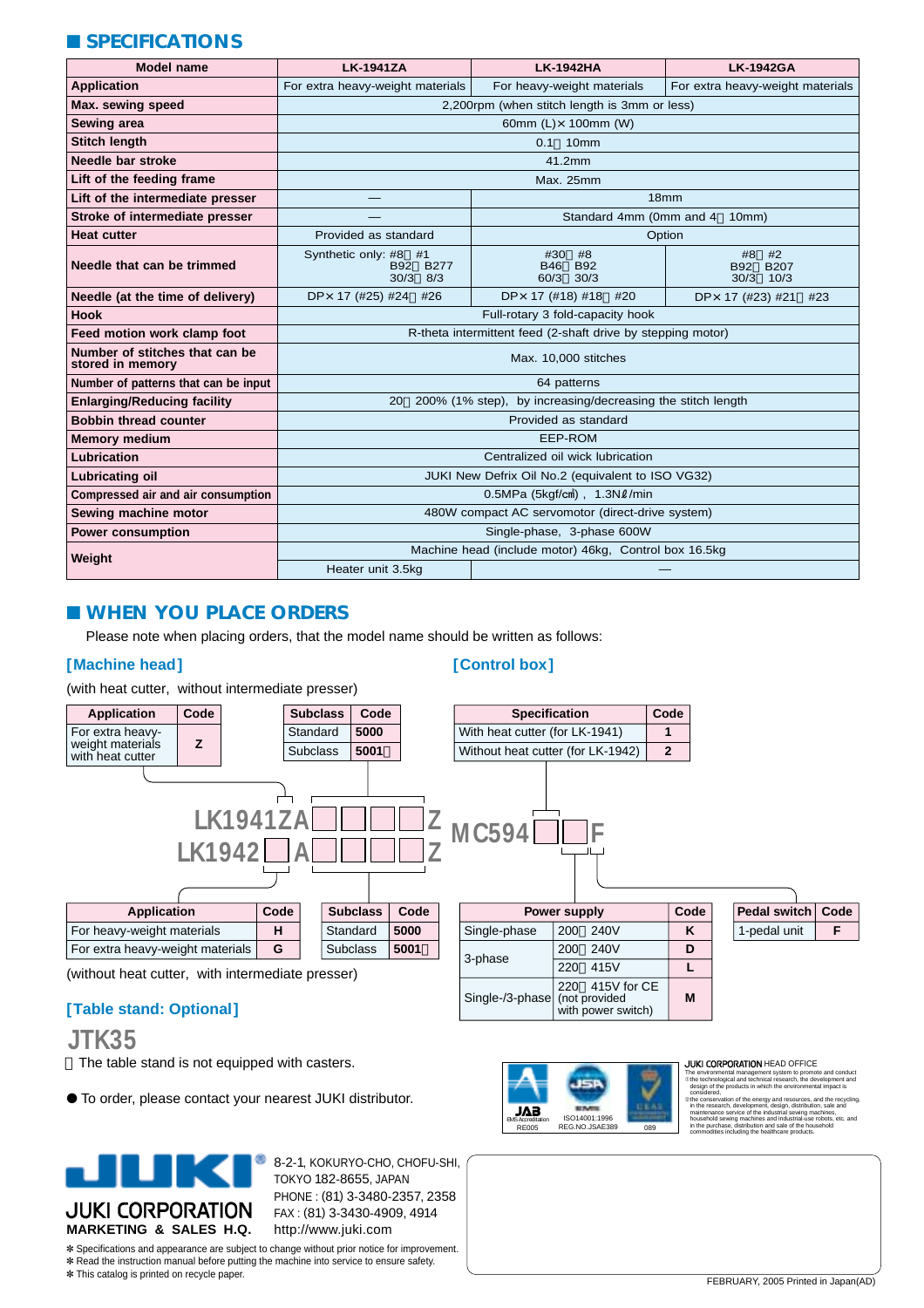## SPECIFICATIONS

| Model name | LK-1941ZA | LK-1942HA | LK-1942GA |
|---|---|---|---|
| Application | For extra heavy-weight materials | For heavy-weight materials | For extra heavy-weight materials |
| Max. sewing speed | 2,200rpm (when stitch length is 3mm or less) | | |
| Sewing area | 60mm (L)× 100mm (W) | | |
| Stitch length | 0.1～10mm | | |
| Needle bar stroke | 41.2mm | | |
| Lift of the feeding frame | Max. 25mm | | |
| Lift of the intermediate presser | — | 18mm | |
| Stroke of intermediate presser | — | Standard 4mm (0mm and 4～10mm) | |
| Heat cutter | Provided as standard | Option | |
| Needle that can be trimmed | Synthetic only: #8～#1 B92～B277 30/3～8/3 | #30～#8 B46～B92 60/3～30/3 | #8～#2 B92～B207 30/3～10/3 |
| Needle (at the time of delivery) | DP×17 (#25) #24～#26 | DP×17 (#18) #18～#20 | DP×17 (#23) #21～#23 |
| Hook | Full-rotary 3 fold-capacity hook | | |
| Feed motion work clamp foot | R-theta intermittent feed (2-shaft drive by stepping motor) | | |
| Number of stitches that can be stored in memory | Max. 10,000 stitches | | |
| Number of patterns that can be input | 64 patterns | | |
| Enlarging/Reducing facility | 20～200% (1% step), by increasing/decreasing the stitch length | | |
| Bobbin thread counter | Provided as standard | | |
| Memory medium | EEP-ROM | | |
| Lubrication | Centralized oil wick lubrication | | |
| Lubricating oil | JUKI New Defrix Oil No.2 (equivalent to ISO VG32) | | |
| Compressed air and air consumption | 0.5MPa (5kgf/cm²), 1.3Nℓ/min | | |
| Sewing machine motor | 480W compact AC servomotor (direct-drive system) | | |
| Power consumption | Single-phase, 3-phase 600W | | |
| Weight | Machine head (include motor) 46kg, Control box 16.5kg | | |
| | Heater unit 3.5kg | — | |

## WHEN YOU PLACE ORDERS

Please note when placing orders, that the model name should be written as follows:

### [Machine head]

(with heat cutter, without intermediate presser)

| Application | Code |
|---|---|
| For extra heavy-weight materials with heat cutter | Z |

| Subclass | Code |
|---|---|
| Standard | 5000 |
| Subclass | 5001～ |

LK1941ZA□□□□Z

LK1942□A□□□□Z

| Application | Code |
|---|---|
| For heavy-weight materials | H |
| For extra heavy-weight materials | G |

| Subclass | Code |
|---|---|
| Standard | 5000 |
| Subclass | 5001～ |

(without heat cutter, with intermediate presser)

### [Control box]

| Specification | Code |
|---|---|
| With heat cutter (for LK-1941) | 1 |
| Without heat cutter (for LK-1942) | 2 |

MC594□□F

| Power supply | | Code |
|---|---|---|
| Single-phase | 200～240V | K |
| 3-phase | 200～240V | D |
| | 220～415V | L |
| Single-/3-phase | 220～415V for CE (not provided with power switch) | M |

| Pedal switch | Code |
|---|---|
| 1-pedal unit | F |

### [Table stand: Optional]

**JTK35**

＊The table stand is not equipped with casters.

● To order, please contact your nearest JUKI distributor.

JAB EMS Accreditation RE005 / JSA EMS ISO14001:1996 REG.NO.JSAE389 / UKAS 089

**JUKI CORPORATION** HEAD OFFICE
The environmental management system to promote and conduct
①the technological and technical research, the development and design of the products in which the environmental impact is considered.
②the conservation of the energy and resources, and the recycling, in the research, development, design, distribution, sale and maintenance service of the industrial sewing machines, household sewing machines and industrial-use robots, etc. and in the purchase, distribution and sale of the household commodities including the healthcare products.

**JUKI CORPORATION**
**MARKETING & SALES H.Q.**

8-2-1, KOKURYO-CHO, CHOFU-SHI, TOKYO 182-8655, JAPAN
PHONE : (81) 3-3480-2357, 2358
FAX : (81) 3-3430-4909, 4914
http://www.juki.com

＊Specifications and appearance are subject to change without prior notice for improvement.
＊Read the instruction manual before putting the machine into service to ensure safety.
＊This catalog is printed on recycle paper.

FEBRUARY, 2005 Printed in Japan(AD)